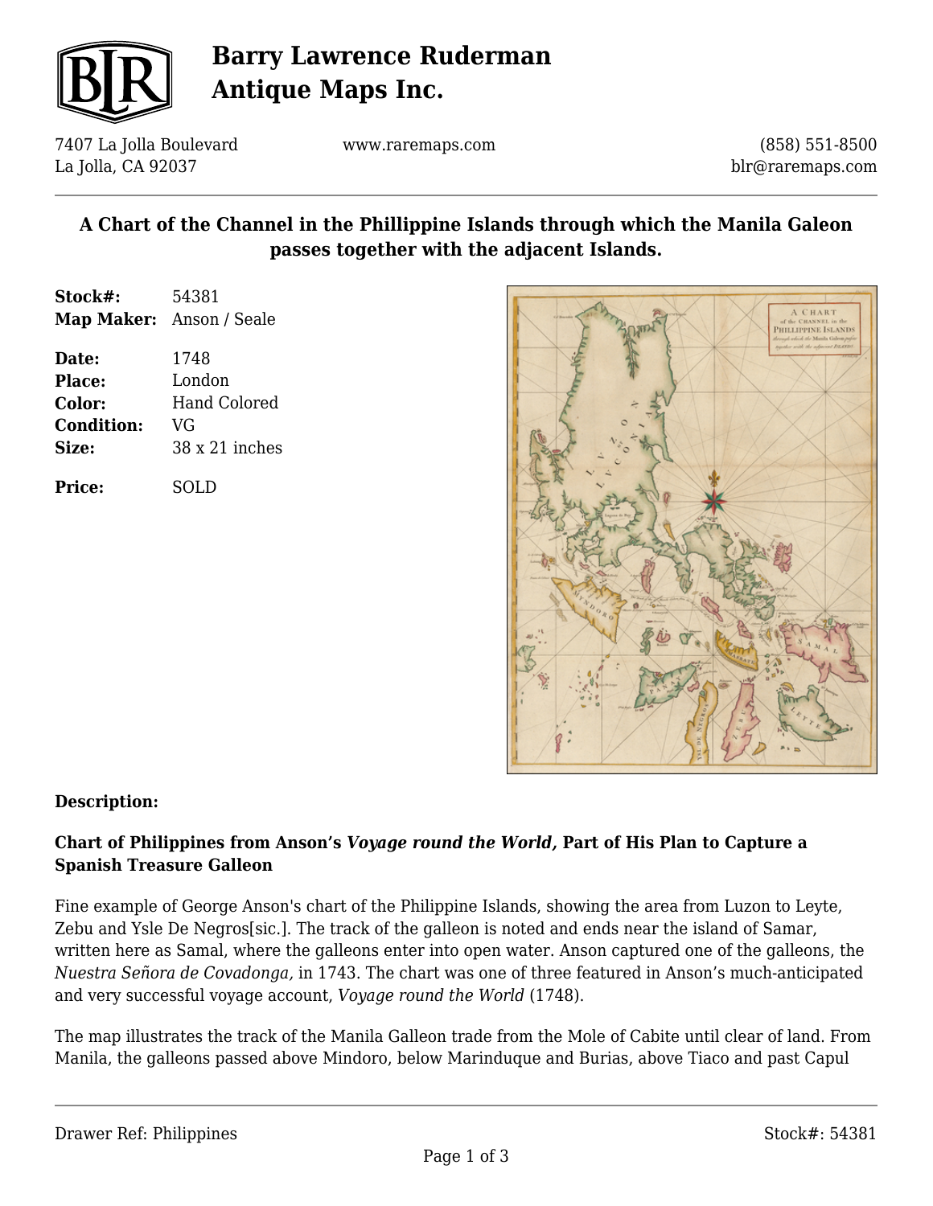# Barry Lawrence Ruderman Antique Maps Inc.

7407 La Jolla Boulevard
La Jolla, CA 92037

www.raremaps.com

(858) 551-8500
blr@raremaps.com

## A Chart of the Channel in the Phillippine Islands through which the Manila Galeon passes together with the adjacent Islands.

**Stock#:** 54381
**Map Maker:** Anson / Seale

**Date:** 1748
**Place:** London
**Color:** Hand Colored
**Condition:** VG
**Size:** 38 x 21 inches

**Price:** SOLD

### Description:

**Chart of Philippines from Anson's *Voyage round the World,* Part of His Plan to Capture a Spanish Treasure Galleon**

Fine example of George Anson's chart of the Philippine Islands, showing the area from Luzon to Leyte, Zebu and Ysle De Negros[sic.]. The track of the galleon is noted and ends near the island of Samar, written here as Samal, where the galleons enter into open water. Anson captured one of the galleons, the *Nuestra Señora de Covadonga,* in 1743. The chart was one of three featured in Anson's much-anticipated and very successful voyage account, *Voyage round the World* (1748).

The map illustrates the track of the Manila Galleon trade from the Mole of Cabite until clear of land. From Manila, the galleons passed above Mindoro, below Marinduque and Burias, above Tiaco and past Capul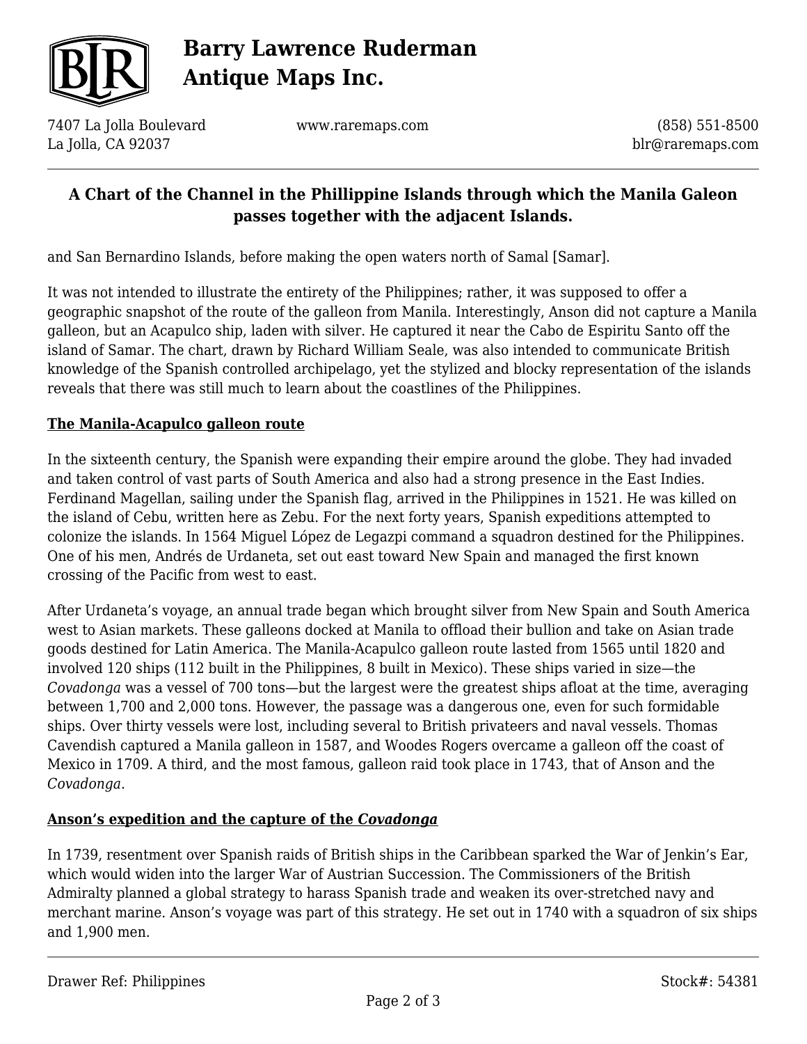# A Chart of the Channel in the Phillippine Islands through which the Manila Galeon passes together with the adjacent Islands.

and San Bernardino Islands, before making the open waters north of Samal [Samar].

It was not intended to illustrate the entirety of the Philippines; rather, it was supposed to offer a geographic snapshot of the route of the galleon from Manila. Interestingly, Anson did not capture a Manila galleon, but an Acapulco ship, laden with silver. He captured it near the Cabo de Espiritu Santo off the island of Samar. The chart, drawn by Richard William Seale, was also intended to communicate British knowledge of the Spanish controlled archipelago, yet the stylized and blocky representation of the islands reveals that there was still much to learn about the coastlines of the Philippines.

## The Manila-Acapulco galleon route

In the sixteenth century, the Spanish were expanding their empire around the globe. They had invaded and taken control of vast parts of South America and also had a strong presence in the East Indies. Ferdinand Magellan, sailing under the Spanish flag, arrived in the Philippines in 1521. He was killed on the island of Cebu, written here as Zebu. For the next forty years, Spanish expeditions attempted to colonize the islands. In 1564 Miguel López de Legazpi command a squadron destined for the Philippines. One of his men, Andrés de Urdaneta, set out east toward New Spain and managed the first known crossing of the Pacific from west to east.

After Urdaneta's voyage, an annual trade began which brought silver from New Spain and South America west to Asian markets. These galleons docked at Manila to offload their bullion and take on Asian trade goods destined for Latin America. The Manila-Acapulco galleon route lasted from 1565 until 1820 and involved 120 ships (112 built in the Philippines, 8 built in Mexico). These ships varied in size—the *Covadonga* was a vessel of 700 tons—but the largest were the greatest ships afloat at the time, averaging between 1,700 and 2,000 tons. However, the passage was a dangerous one, even for such formidable ships. Over thirty vessels were lost, including several to British privateers and naval vessels. Thomas Cavendish captured a Manila galleon in 1587, and Woodes Rogers overcame a galleon off the coast of Mexico in 1709. A third, and the most famous, galleon raid took place in 1743, that of Anson and the *Covadonga*.

## Anson's expedition and the capture of the *Covadonga*

In 1739, resentment over Spanish raids of British ships in the Caribbean sparked the War of Jenkin's Ear, which would widen into the larger War of Austrian Succession. The Commissioners of the British Admiralty planned a global strategy to harass Spanish trade and weaken its over-stretched navy and merchant marine. Anson's voyage was part of this strategy. He set out in 1740 with a squadron of six ships and 1,900 men.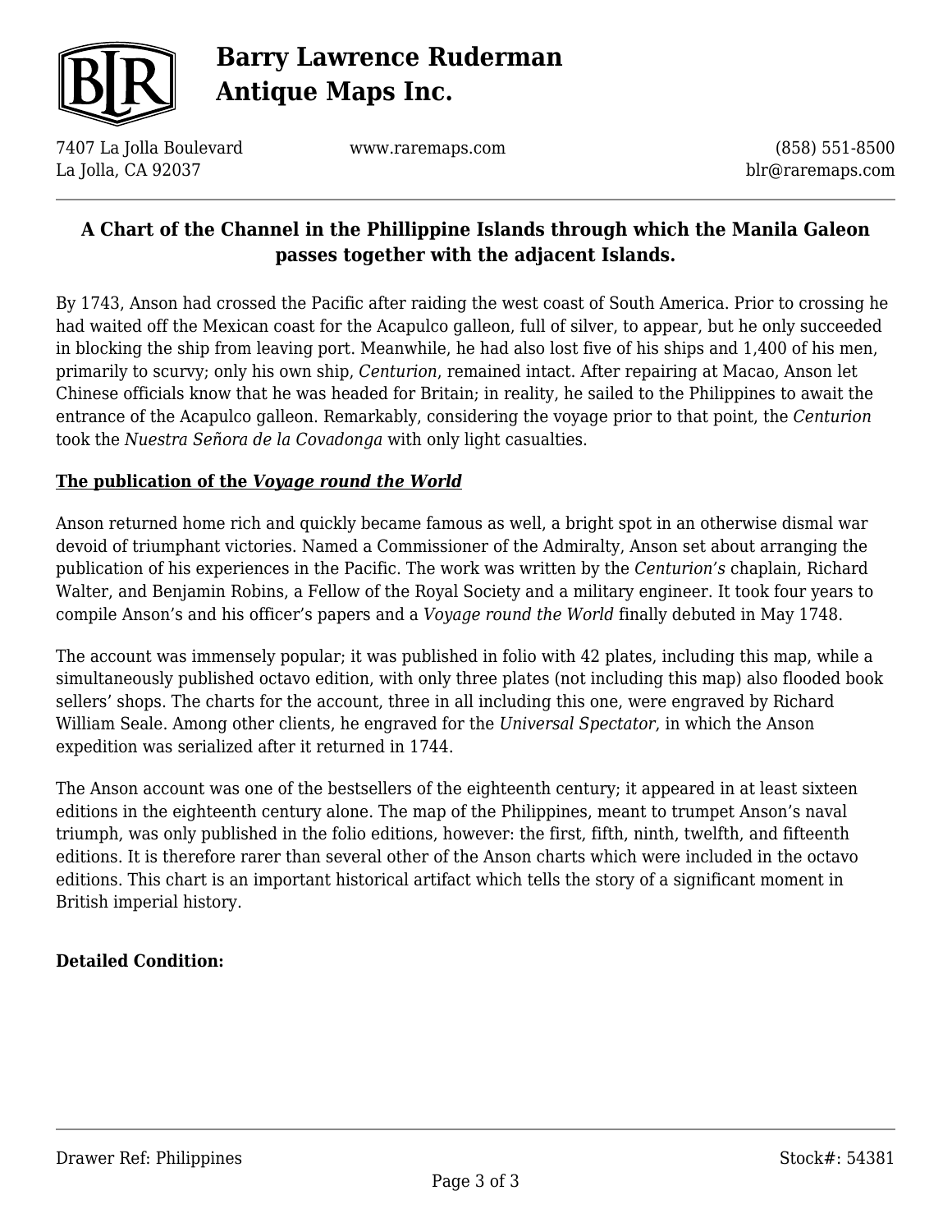## A Chart of the Channel in the Phillippine Islands through which the Manila Galeon passes together with the adjacent Islands.

By 1743, Anson had crossed the Pacific after raiding the west coast of South America. Prior to crossing he had waited off the Mexican coast for the Acapulco galleon, full of silver, to appear, but he only succeeded in blocking the ship from leaving port. Meanwhile, he had also lost five of his ships and 1,400 of his men, primarily to scurvy; only his own ship, *Centurion*, remained intact. After repairing at Macao, Anson let Chinese officials know that he was headed for Britain; in reality, he sailed to the Philippines to await the entrance of the Acapulco galleon. Remarkably, considering the voyage prior to that point, the *Centurion* took the *Nuestra Señora de la Covadonga* with only light casualties.

### The publication of the *Voyage round the World*

Anson returned home rich and quickly became famous as well, a bright spot in an otherwise dismal war devoid of triumphant victories. Named a Commissioner of the Admiralty, Anson set about arranging the publication of his experiences in the Pacific. The work was written by the *Centurion's* chaplain, Richard Walter, and Benjamin Robins, a Fellow of the Royal Society and a military engineer. It took four years to compile Anson's and his officer's papers and a *Voyage round the World* finally debuted in May 1748.

The account was immensely popular; it was published in folio with 42 plates, including this map, while a simultaneously published octavo edition, with only three plates (not including this map) also flooded book sellers' shops. The charts for the account, three in all including this one, were engraved by Richard William Seale. Among other clients, he engraved for the *Universal Spectator*, in which the Anson expedition was serialized after it returned in 1744.

The Anson account was one of the bestsellers of the eighteenth century; it appeared in at least sixteen editions in the eighteenth century alone. The map of the Philippines, meant to trumpet Anson's naval triumph, was only published in the folio editions, however: the first, fifth, ninth, twelfth, and fifteenth editions. It is therefore rarer than several other of the Anson charts which were included in the octavo editions. This chart is an important historical artifact which tells the story of a significant moment in British imperial history.

**Detailed Condition:**